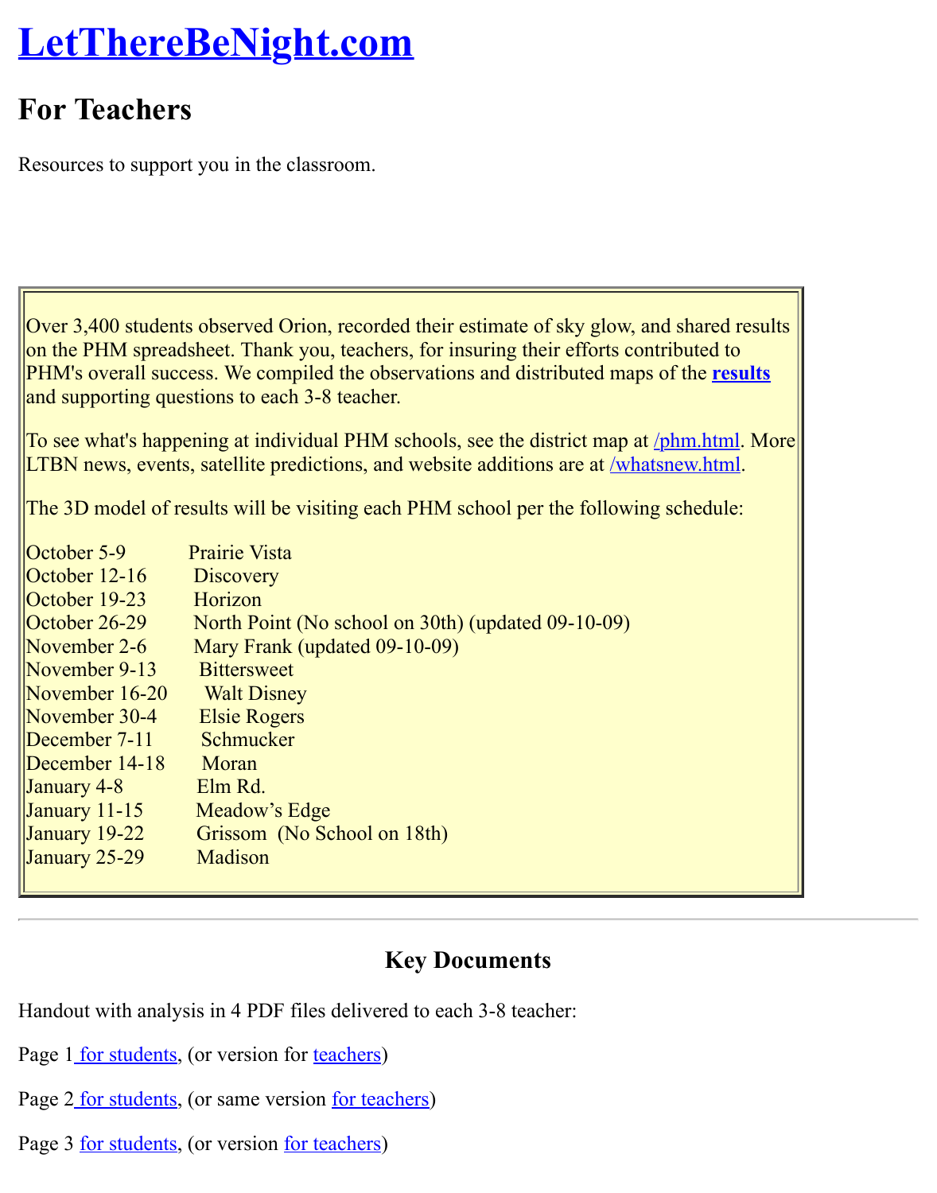# LetThereBeNight.com

## For Teachers

Resources to support you in the classroom.

Over 3,400 students observed Orion, recorded their estimate of sky glow, and shared results on the PHM spreadsheet. Thank you, teachers, for insuring their efforts contributed to PHM's overall success. We compiled the observations and distributed maps of the **results** and supporting questions to each 3-8 teacher.

To see what's happening at individual PHM schools, see the district map at /phm.html. More LTBN news, events, satellite predictions, and website additions are at /whatsnew.html.

The 3D model of results will be visiting each PHM school per the following schedule:

| | |
|---|---|
| October 5-9 | Prairie Vista |
| October 12-16 | Discovery |
| October 19-23 | Horizon |
| October 26-29 | North Point (No school on 30th) (updated 09-10-09) |
| November 2-6 | Mary Frank (updated 09-10-09) |
| November 9-13 | Bittersweet |
| November 16-20 | Walt Disney |
| November 30-4 | Elsie Rogers |
| December 7-11 | Schmucker |
| December 14-18 | Moran |
| January 4-8 | Elm Rd. |
| January 11-15 | Meadow's Edge |
| January 19-22 | Grissom (No School on 18th) |
| January 25-29 | Madison |

---

### Key Documents

Handout with analysis in 4 PDF files delivered to each 3-8 teacher:

Page 1 for students, (or version for teachers)

Page 2 for students, (or same version for teachers)

Page 3 for students, (or version for teachers)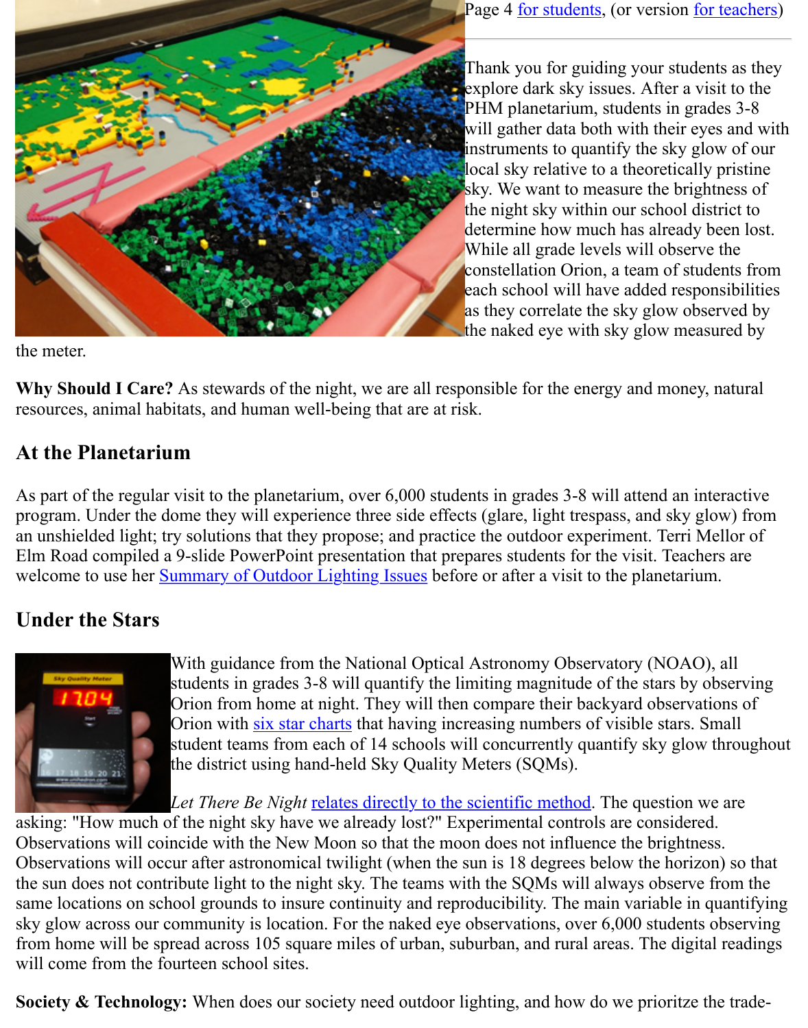Page 4 for students, (or version for teachers)

Thank you for guiding your students as they explore dark sky issues. After a visit to the PHM planetarium, students in grades 3-8 will gather data both with their eyes and with instruments to quantify the sky glow of our local sky relative to a theoretically pristine sky. We want to measure the brightness of the night sky within our school district to determine how much has already been lost. While all grade levels will observe the constellation Orion, a team of students from each school will have added responsibilities as they correlate the sky glow observed by the naked eye with sky glow measured by the meter.

**Why Should I Care?** As stewards of the night, we are all responsible for the energy and money, natural resources, animal habitats, and human well-being that are at risk.

## At the Planetarium

As part of the regular visit to the planetarium, over 6,000 students in grades 3-8 will attend an interactive program. Under the dome they will experience three side effects (glare, light trespass, and sky glow) from an unshielded light; try solutions that they propose; and practice the outdoor experiment. Terri Mellor of Elm Road compiled a 9-slide PowerPoint presentation that prepares students for the visit. Teachers are welcome to use her Summary of Outdoor Lighting Issues before or after a visit to the planetarium.

## Under the Stars

With guidance from the National Optical Astronomy Observatory (NOAO), all students in grades 3-8 will quantify the limiting magnitude of the stars by observing Orion from home at night. They will then compare their backyard observations of Orion with six star charts that having increasing numbers of visible stars. Small student teams from each of 14 schools will concurrently quantify sky glow throughout the district using hand-held Sky Quality Meters (SQMs).

*Let There Be Night* relates directly to the scientific method. The question we are asking: "How much of the night sky have we already lost?" Experimental controls are considered. Observations will coincide with the New Moon so that the moon does not influence the brightness. Observations will occur after astronomical twilight (when the sun is 18 degrees below the horizon) so that the sun does not contribute light to the night sky. The teams with the SQMs will always observe from the same locations on school grounds to insure continuity and reproducibility. The main variable in quantifying sky glow across our community is location. For the naked eye observations, over 6,000 students observing from home will be spread across 105 square miles of urban, suburban, and rural areas. The digital readings will come from the fourteen school sites.

**Society & Technology:** When does our society need outdoor lighting, and how do we prioritze the trade-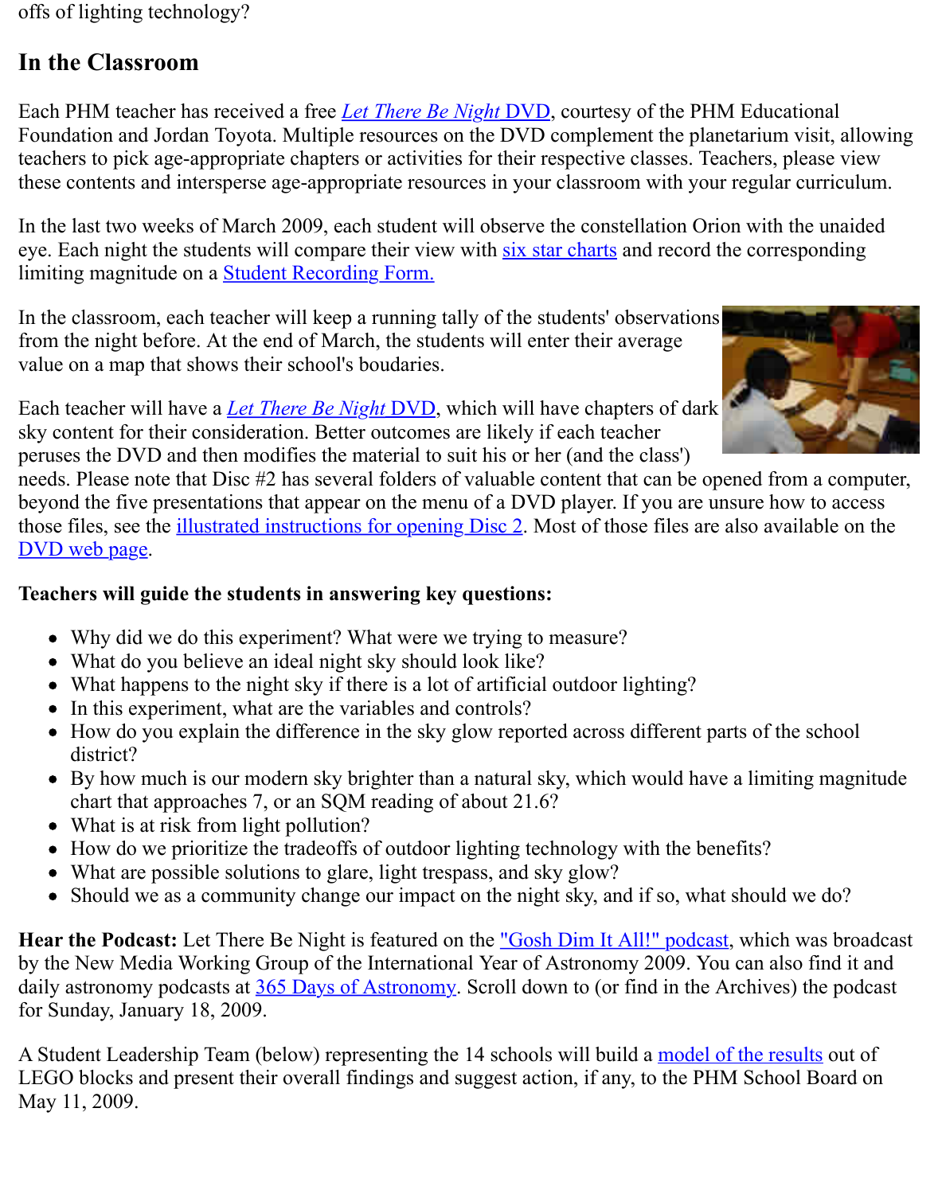offs of lighting technology?

## In the Classroom

Each PHM teacher has received a free *Let There Be Night* DVD, courtesy of the PHM Educational Foundation and Jordan Toyota. Multiple resources on the DVD complement the planetarium visit, allowing teachers to pick age-appropriate chapters or activities for their respective classes. Teachers, please view these contents and intersperse age-appropriate resources in your classroom with your regular curriculum.

In the last two weeks of March 2009, each student will observe the constellation Orion with the unaided eye. Each night the students will compare their view with six star charts and record the corresponding limiting magnitude on a Student Recording Form.

In the classroom, each teacher will keep a running tally of the students' observations from the night before. At the end of March, the students will enter their average value on a map that shows their school's boudaries.

Each teacher will have a *Let There Be Night* DVD, which will have chapters of dark sky content for their consideration. Better outcomes are likely if each teacher peruses the DVD and then modifies the material to suit his or her (and the class') needs. Please note that Disc #2 has several folders of valuable content that can be opened from a computer, beyond the five presentations that appear on the menu of a DVD player. If you are unsure how to access those files, see the illustrated instructions for opening Disc 2. Most of those files are also available on the DVD web page.

**Teachers will guide the students in answering key questions:**

- Why did we do this experiment? What were we trying to measure?
- What do you believe an ideal night sky should look like?
- What happens to the night sky if there is a lot of artificial outdoor lighting?
- In this experiment, what are the variables and controls?
- How do you explain the difference in the sky glow reported across different parts of the school district?
- By how much is our modern sky brighter than a natural sky, which would have a limiting magnitude chart that approaches 7, or an SQM reading of about 21.6?
- What is at risk from light pollution?
- How do we prioritize the tradeoffs of outdoor lighting technology with the benefits?
- What are possible solutions to glare, light trespass, and sky glow?
- Should we as a community change our impact on the night sky, and if so, what should we do?

**Hear the Podcast:** Let There Be Night is featured on the "Gosh Dim It All!" podcast, which was broadcast by the New Media Working Group of the International Year of Astronomy 2009. You can also find it and daily astronomy podcasts at 365 Days of Astronomy. Scroll down to (or find in the Archives) the podcast for Sunday, January 18, 2009.

A Student Leadership Team (below) representing the 14 schools will build a model of the results out of LEGO blocks and present their overall findings and suggest action, if any, to the PHM School Board on May 11, 2009.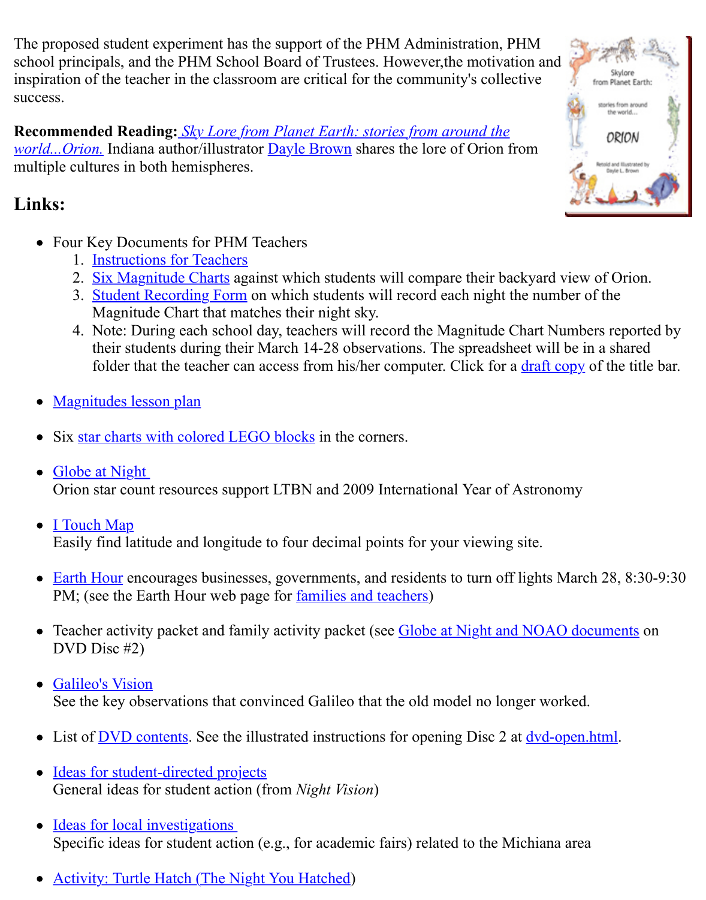The proposed student experiment has the support of the PHM Administration, PHM school principals, and the PHM School Board of Trustees. However,the motivation and inspiration of the teacher in the classroom are critical for the community's collective success.

**Recommended Reading:** *Sky Lore from Planet Earth: stories from around the world...Orion.* Indiana author/illustrator Dayle Brown shares the lore of Orion from multiple cultures in both hemispheres.

## Links:

- Four Key Documents for PHM Teachers
  1. Instructions for Teachers
  2. Six Magnitude Charts against which students will compare their backyard view of Orion.
  3. Student Recording Form on which students will record each night the number of the Magnitude Chart that matches their night sky.
  4. Note: During each school day, teachers will record the Magnitude Chart Numbers reported by their students during their March 14-28 observations. The spreadsheet will be in a shared folder that the teacher can access from his/her computer. Click for a draft copy of the title bar.

- Magnitudes lesson plan

- Six star charts with colored LEGO blocks in the corners.

- Globe at Night
  Orion star count resources support LTBN and 2009 International Year of Astronomy

- I Touch Map
  Easily find latitude and longitude to four decimal points for your viewing site.

- Earth Hour encourages businesses, governments, and residents to turn off lights March 28, 8:30-9:30 PM; (see the Earth Hour web page for families and teachers)

- Teacher activity packet and family activity packet (see Globe at Night and NOAO documents on DVD Disc #2)

- Galileo's Vision
  See the key observations that convinced Galileo that the old model no longer worked.

- List of DVD contents. See the illustrated instructions for opening Disc 2 at dvd-open.html.

- Ideas for student-directed projects
  General ideas for student action (from *Night Vision*)

- Ideas for local investigations
  Specific ideas for student action (e.g., for academic fairs) related to the Michiana area

- Activity: Turtle Hatch (The Night You Hatched)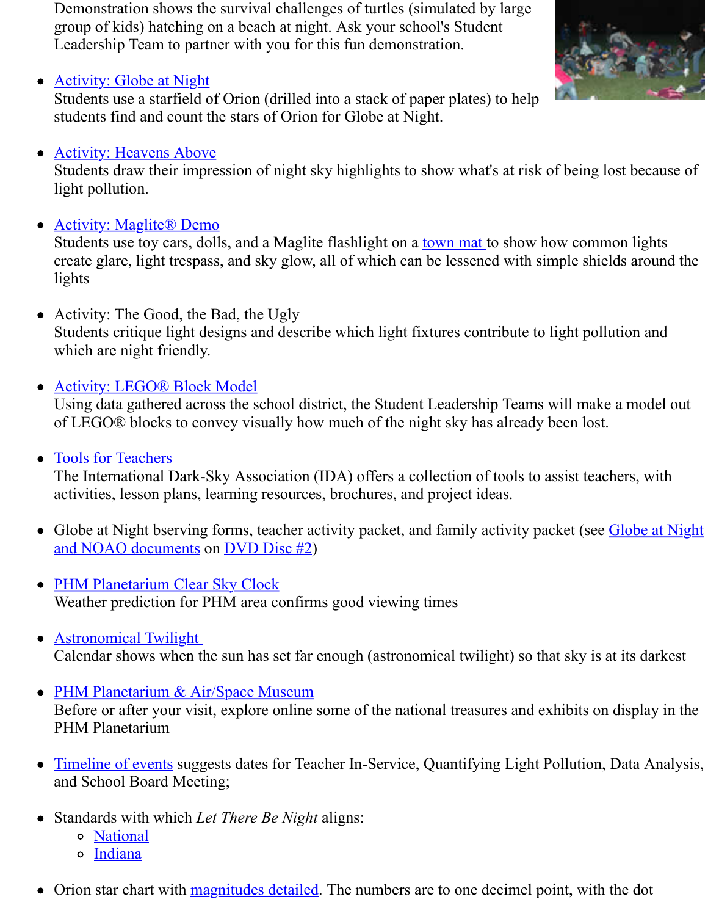Demonstration shows the survival challenges of turtles (simulated by large group of kids) hatching on a beach at night. Ask your school's Student Leadership Team to partner with you for this fun demonstration.

- Activity: Globe at Night
  Students use a starfield of Orion (drilled into a stack of paper plates) to help students find and count the stars of Orion for Globe at Night.

- Activity: Heavens Above
  Students draw their impression of night sky highlights to show what's at risk of being lost because of light pollution.

- Activity: Maglite® Demo
  Students use toy cars, dolls, and a Maglite flashlight on a town mat to show how common lights create glare, light trespass, and sky glow, all of which can be lessened with simple shields around the lights

- Activity: The Good, the Bad, the Ugly
  Students critique light designs and describe which light fixtures contribute to light pollution and which are night friendly.

- Activity: LEGO® Block Model
  Using data gathered across the school district, the Student Leadership Teams will make a model out of LEGO® blocks to convey visually how much of the night sky has already been lost.

- Tools for Teachers
  The International Dark-Sky Association (IDA) offers a collection of tools to assist teachers, with activities, lesson plans, learning resources, brochures, and project ideas.

- Globe at Night bserving forms, teacher activity packet, and family activity packet (see Globe at Night and NOAO documents on DVD Disc #2)

- PHM Planetarium Clear Sky Clock
  Weather prediction for PHM area confirms good viewing times

- Astronomical Twilight
  Calendar shows when the sun has set far enough (astronomical twilight) so that sky is at its darkest

- PHM Planetarium & Air/Space Museum
  Before or after your visit, explore online some of the national treasures and exhibits on display in the PHM Planetarium

- Timeline of events suggests dates for Teacher In-Service, Quantifying Light Pollution, Data Analysis, and School Board Meeting;

- Standards with which *Let There Be Night* aligns:
  - National
  - Indiana

- Orion star chart with magnitudes detailed. The numbers are to one decimel point, with the dot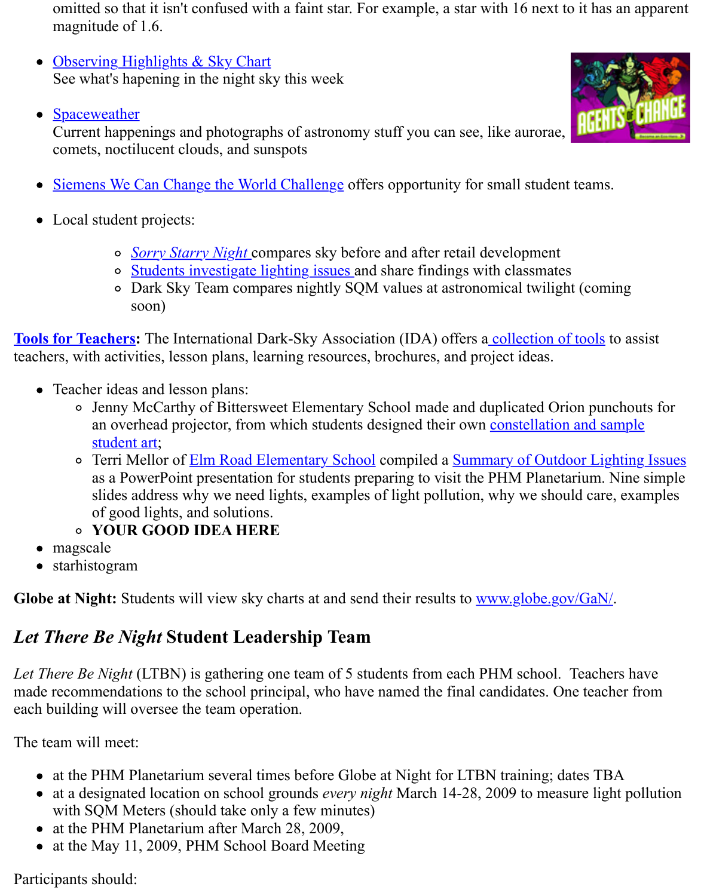omitted so that it isn't confused with a faint star. For example, a star with 16 next to it has an apparent magnitude of 1.6.

- Observing Highlights & Sky Chart
  See what's hapening in the night sky this week
- Spaceweather
  Current happenings and photographs of astronomy stuff you can see, like aurorae, comets, noctilucent clouds, and sunspots
- Siemens We Can Change the World Challenge offers opportunity for small student teams.
- Local student projects:
  - *Sorry Starry Night* compares sky before and after retail development
  - Students investigate lighting issues and share findings with classmates
  - Dark Sky Team compares nightly SQM values at astronomical twilight (coming soon)

**Tools for Teachers:** The International Dark-Sky Association (IDA) offers a collection of tools to assist teachers, with activities, lesson plans, learning resources, brochures, and project ideas.

- Teacher ideas and lesson plans:
  - Jenny McCarthy of Bittersweet Elementary School made and duplicated Orion punchouts for an overhead projector, from which students designed their own constellation and sample student art;
  - Terri Mellor of Elm Road Elementary School compiled a Summary of Outdoor Lighting Issues as a PowerPoint presentation for students preparing to visit the PHM Planetarium. Nine simple slides address why we need lights, examples of light pollution, why we should care, examples of good lights, and solutions.
  - **YOUR GOOD IDEA HERE**
- magscale
- starhistogram

**Globe at Night:** Students will view sky charts at and send their results to www.globe.gov/GaN/.

## *Let There Be Night* Student Leadership Team

*Let There Be Night* (LTBN) is gathering one team of 5 students from each PHM school. Teachers have made recommendations to the school principal, who have named the final candidates. One teacher from each building will oversee the team operation.

The team will meet:

- at the PHM Planetarium several times before Globe at Night for LTBN training; dates TBA
- at a designated location on school grounds *every night* March 14-28, 2009 to measure light pollution with SQM Meters (should take only a few minutes)
- at the PHM Planetarium after March 28, 2009,
- at the May 11, 2009, PHM School Board Meeting

Participants should: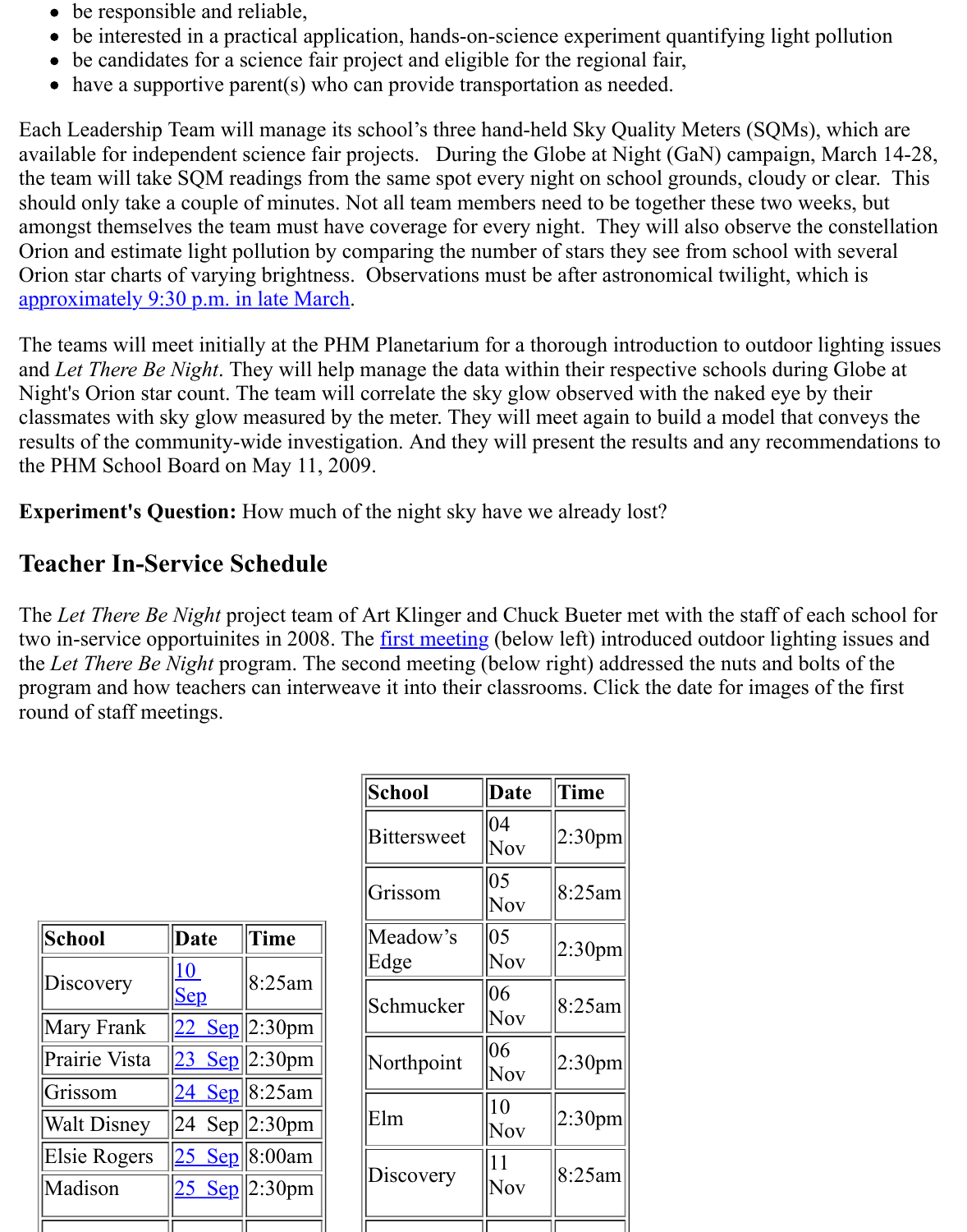- be responsible and reliable,
- be interested in a practical application, hands-on-science experiment quantifying light pollution
- be candidates for a science fair project and eligible for the regional fair,
- have a supportive parent(s) who can provide transportation as needed.

Each Leadership Team will manage its school's three hand-held Sky Quality Meters (SQMs), which are available for independent science fair projects. During the Globe at Night (GaN) campaign, March 14-28, the team will take SQM readings from the same spot every night on school grounds, cloudy or clear. This should only take a couple of minutes. Not all team members need to be together these two weeks, but amongst themselves the team must have coverage for every night. They will also observe the constellation Orion and estimate light pollution by comparing the number of stars they see from school with several Orion star charts of varying brightness. Observations must be after astronomical twilight, which is approximately 9:30 p.m. in late March.

The teams will meet initially at the PHM Planetarium for a thorough introduction to outdoor lighting issues and *Let There Be Night*. They will help manage the data within their respective schools during Globe at Night's Orion star count. The team will correlate the sky glow observed with the naked eye by their classmates with sky glow measured by the meter. They will meet again to build a model that conveys the results of the community-wide investigation. And they will present the results and any recommendations to the PHM School Board on May 11, 2009.

**Experiment's Question:** How much of the night sky have we already lost?

## Teacher In-Service Schedule

The *Let There Be Night* project team of Art Klinger and Chuck Bueter met with the staff of each school for two in-service opportuinites in 2008. The first meeting (below left) introduced outdoor lighting issues and the *Let There Be Night* program. The second meeting (below right) addressed the nuts and bolts of the program and how teachers can interweave it into their classrooms. Click the date for images of the first round of staff meetings.

| School | Date | Time |
|---|---|---|
| Discovery | 10 Sep | 8:25am |
| Mary Frank | 22 Sep | 2:30pm |
| Prairie Vista | 23 Sep | 2:30pm |
| Grissom | 24 Sep | 8:25am |
| Walt Disney | 24 Sep | 2:30pm |
| Elsie Rogers | 25 Sep | 8:00am |
| Madison | 25 Sep | 2:30pm |

| School | Date | Time |
|---|---|---|
| Bittersweet | 04 Nov | 2:30pm |
| Grissom | 05 Nov | 8:25am |
| Meadow's Edge | 05 Nov | 2:30pm |
| Schmucker | 06 Nov | 8:25am |
| Northpoint | 06 Nov | 2:30pm |
| Elm | 10 Nov | 2:30pm |
| Discovery | 11 Nov | 8:25am |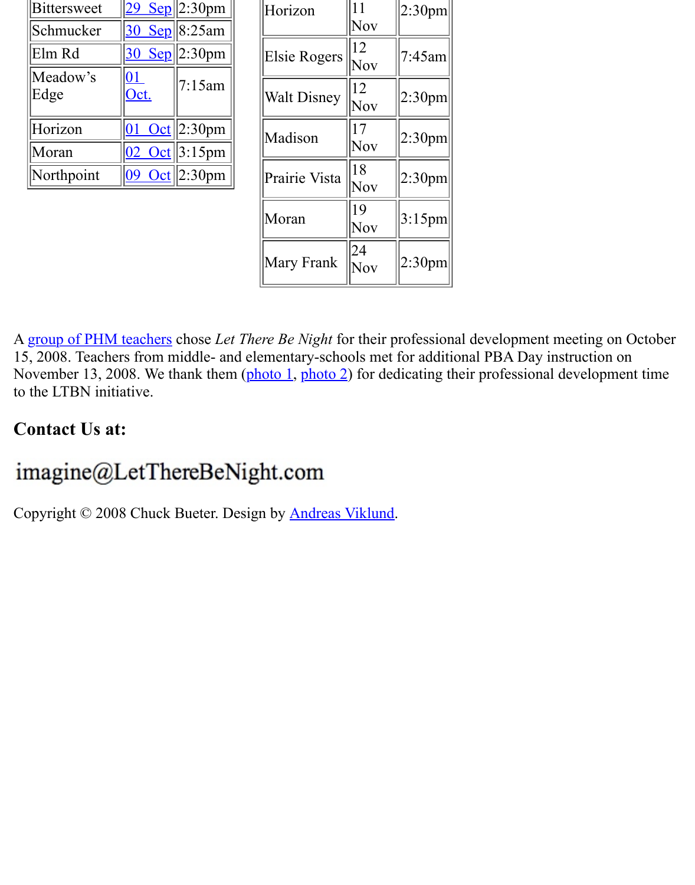| | | |
|---|---|---|
| Bittersweet | 29 Sep | 2:30pm |
| Schmucker | 30 Sep | 8:25am |
| Elm Rd | 30 Sep | 2:30pm |
| Meadow's Edge | 01 Oct. | 7:15am |
| Horizon | 01 Oct | 2:30pm |
| Moran | 02 Oct | 3:15pm |
| Northpoint | 09 Oct | 2:30pm |

| | | |
|---|---|---|
| Horizon | 11 Nov | 2:30pm |
| Elsie Rogers | 12 Nov | 7:45am |
| Walt Disney | 12 Nov | 2:30pm |
| Madison | 17 Nov | 2:30pm |
| Prairie Vista | 18 Nov | 2:30pm |
| Moran | 19 Nov | 3:15pm |
| Mary Frank | 24 Nov | 2:30pm |

A group of PHM teachers chose *Let There Be Night* for their professional development meeting on October 15, 2008. Teachers from middle- and elementary-schools met for additional PBA Day instruction on November 13, 2008. We thank them (photo 1, photo 2) for dedicating their professional development time to the LTBN initiative.

## Contact Us at:

imagine@LetThereBeNight.com

Copyright © 2008 Chuck Bueter. Design by Andreas Viklund.